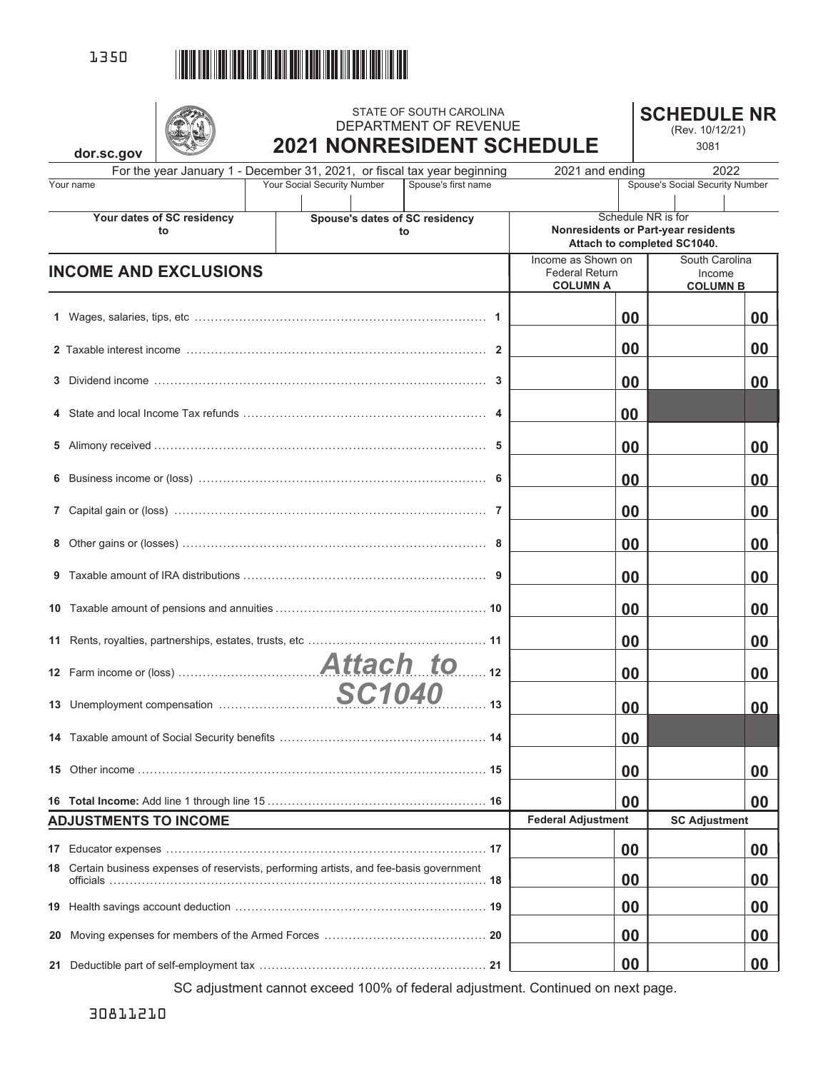1350

dor.sc.gov

STATE OF SOUTH CAROLINA
DEPARTMENT OF REVENUE

# 2021 NONRESIDENT SCHEDULE

**SCHEDULE NR**
(Rev. 10/12/21)
3081

For the year January 1 - December 31, 2021, or fiscal tax year beginning 2021 and ending 2022

| Your name | Your Social Security Number | Spouse's first name | Spouse's Social Security Number |
|---|---|---|---|
| | | | |

| Your dates of SC residency | Spouse's dates of SC residency | Schedule NR is for **Nonresidents or Part-year residents Attach to completed SC1040.** |
|---|---|---|
| to | to | |

## INCOME AND EXCLUSIONS

| | | Income as Shown on Federal Return **COLUMN A** | South Carolina Income **COLUMN B** |
|---|---|---|---|
| **1** Wages, salaries, tips, etc | 1 | 00 | 00 |
| **2** Taxable interest income | 2 | 00 | 00 |
| **3** Dividend income | 3 | 00 | 00 |
| **4** State and local Income Tax refunds | 4 | 00 | |
| **5** Alimony received | 5 | 00 | 00 |
| **6** Business income or (loss) | 6 | 00 | 00 |
| **7** Capital gain or (loss) | 7 | 00 | 00 |
| **8** Other gains or (losses) | 8 | 00 | 00 |
| **9** Taxable amount of IRA distributions | 9 | 00 | 00 |
| **10** Taxable amount of pensions and annuities | 10 | 00 | 00 |
| **11** Rents, royalties, partnerships, estates, trusts, etc | 11 | 00 | 00 |
| **12** Farm income or (loss) | 12 | 00 | 00 |
| **13** Unemployment compensation | 13 | 00 | 00 |
| **14** Taxable amount of Social Security benefits | 14 | 00 | |
| **15** Other income | 15 | 00 | 00 |
| **16 Total Income:** Add line 1 through line 15 | 16 | 00 | 00 |

*Attach to SC1040*

## ADJUSTMENTS TO INCOME

| | | **Federal Adjustment** | **SC Adjustment** |
|---|---|---|---|
| **17** Educator expenses | 17 | 00 | 00 |
| **18** Certain business expenses of reservists, performing artists, and fee-basis government officials | 18 | 00 | 00 |
| **19** Health savings account deduction | 19 | 00 | 00 |
| **20** Moving expenses for members of the Armed Forces | 20 | 00 | 00 |
| **21** Deductible part of self-employment tax | 21 | 00 | 00 |

SC adjustment cannot exceed 100% of federal adjustment. Continued on next page.

30811210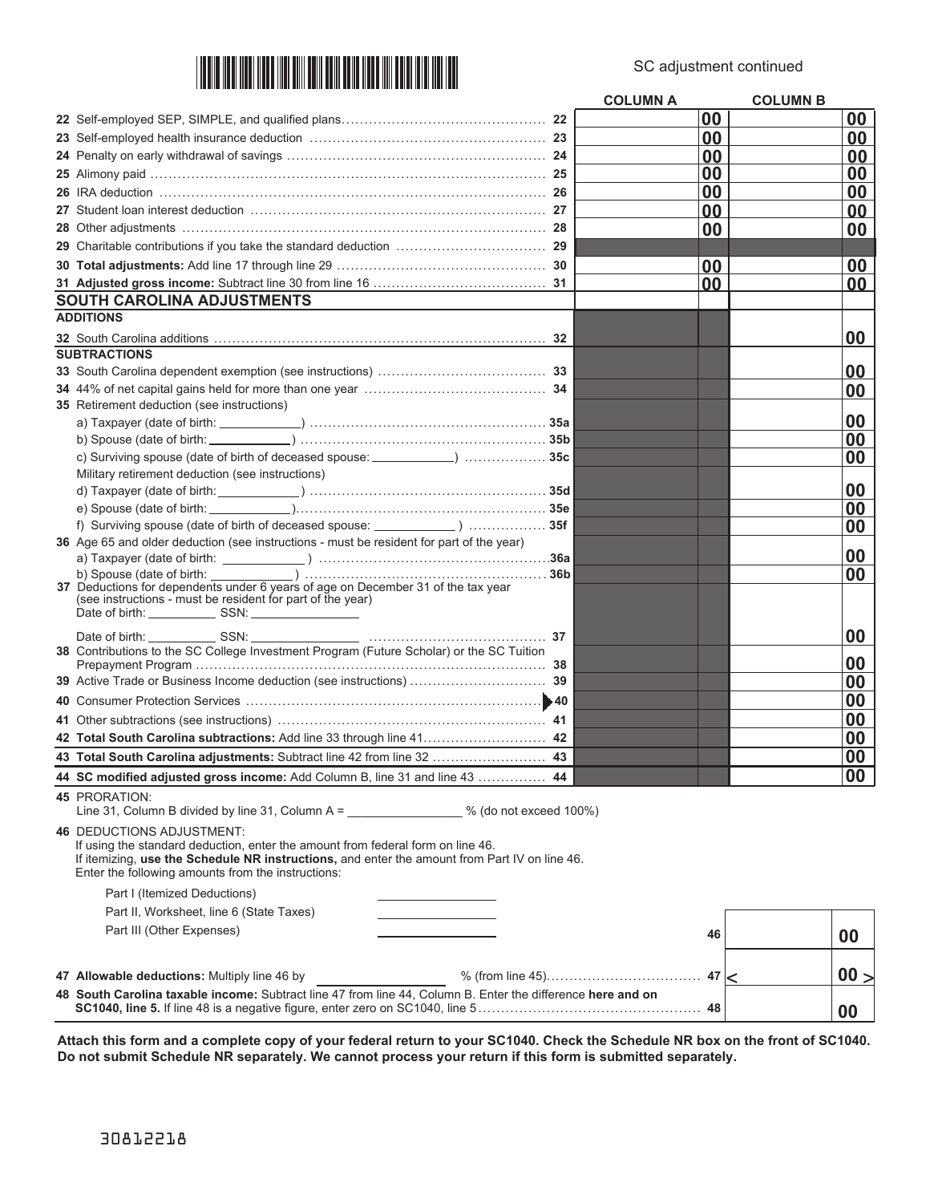SC adjustment continued

| Line | Description | Column A | Column B |
|---|---|---|---|
| 22 | Self-employed SEP, SIMPLE, and qualified plans | 00 | 00 |
| 23 | Self-employed health insurance deduction | 00 | 00 |
| 24 | Penalty on early withdrawal of savings | 00 | 00 |
| 25 | Alimony paid | 00 | 00 |
| 26 | IRA deduction | 00 | 00 |
| 27 | Student loan interest deduction | 00 | 00 |
| 28 | Other adjustments | 00 | 00 |
| 29 | Charitable contributions if you take the standard deduction | | |
| 30 | **Total adjustments:** Add line 17 through line 29 | 00 | 00 |
| 31 | **Adjusted gross income:** Subtract line 30 from line 16 | 00 | 00 |

## SOUTH CAROLINA ADJUSTMENTS

**ADDITIONS**

| Line | Description | Column B |
|---|---|---|
| 32 | South Carolina additions | 00 |

**SUBTRACTIONS**

| Line | Description | Column B |
|---|---|---|
| 33 | South Carolina dependent exemption (see instructions) | 00 |
| 34 | 44% of net capital gains held for more than one year | 00 |
| 35 | Retirement deduction (see instructions) | |
| 35a | a) Taxpayer (date of birth: ____________) | 00 |
| 35b | b) Spouse (date of birth: ____________) | 00 |
| 35c | c) Surviving spouse (date of birth of deceased spouse: ____________) | 00 |
| | Military retirement deduction (see instructions) | |
| 35d | d) Taxpayer (date of birth: ____________) | 00 |
| 35e | e) Spouse (date of birth: ____________) | 00 |
| 35f | f) Surviving spouse (date of birth of deceased spouse: ____________) | 00 |
| 36 | Age 65 and older deduction (see instructions - must be resident for part of the year) | |
| 36a | a) Taxpayer (date of birth: ____________) | 00 |
| 36b | b) Spouse (date of birth: ____________) | 00 |
| 37 | Deductions for dependents under 6 years of age on December 31 of the tax year (see instructions - must be resident for part of the year) Date of birth: __________ SSN: ________________ Date of birth: __________ SSN: ________________ | 00 |
| 38 | Contributions to the SC College Investment Program (Future Scholar) or the SC Tuition Prepayment Program | 00 |
| 39 | Active Trade or Business Income deduction (see instructions) | 00 |
| 40 | Consumer Protection Services | 00 |
| 41 | Other subtractions (see instructions) | 00 |
| 42 | **Total South Carolina subtractions:** Add line 33 through line 41 | 00 |
| 43 | **Total South Carolina adjustments:** Subtract line 42 from line 32 | 00 |
| 44 | **SC modified adjusted gross income:** Add Column B, line 31 and line 43 | 00 |

**45** PRORATION:
Line 31, Column B divided by line 31, Column A = ________________ % (do not exceed 100%)

**46** DEDUCTIONS ADJUSTMENT:
If using the standard deduction, enter the amount from federal form on line 46.
If itemizing, **use the Schedule NR instructions,** and enter the amount from Part IV on line 46.
Enter the following amounts from the instructions:

Part I (Itemized Deductions) ________________

Part II, Worksheet, line 6 (State Taxes) ________________

Part III (Other Expenses) ________________ 46 ______ 00

**47 Allowable deductions:** Multiply line 46 by ________________ % (from line 45) 47 < ______ 00 >

**48 South Carolina taxable income:** Subtract line 47 from line 44, Column B. Enter the difference **here and on SC1040, line 5.** If line 48 is a negative figure, enter zero on SC1040, line 5 48 ______ 00

**Attach this form and a complete copy of your federal return to your SC1040. Check the Schedule NR box on the front of SC1040. Do not submit Schedule NR separately. We cannot process your return if this form is submitted separately.**

30812218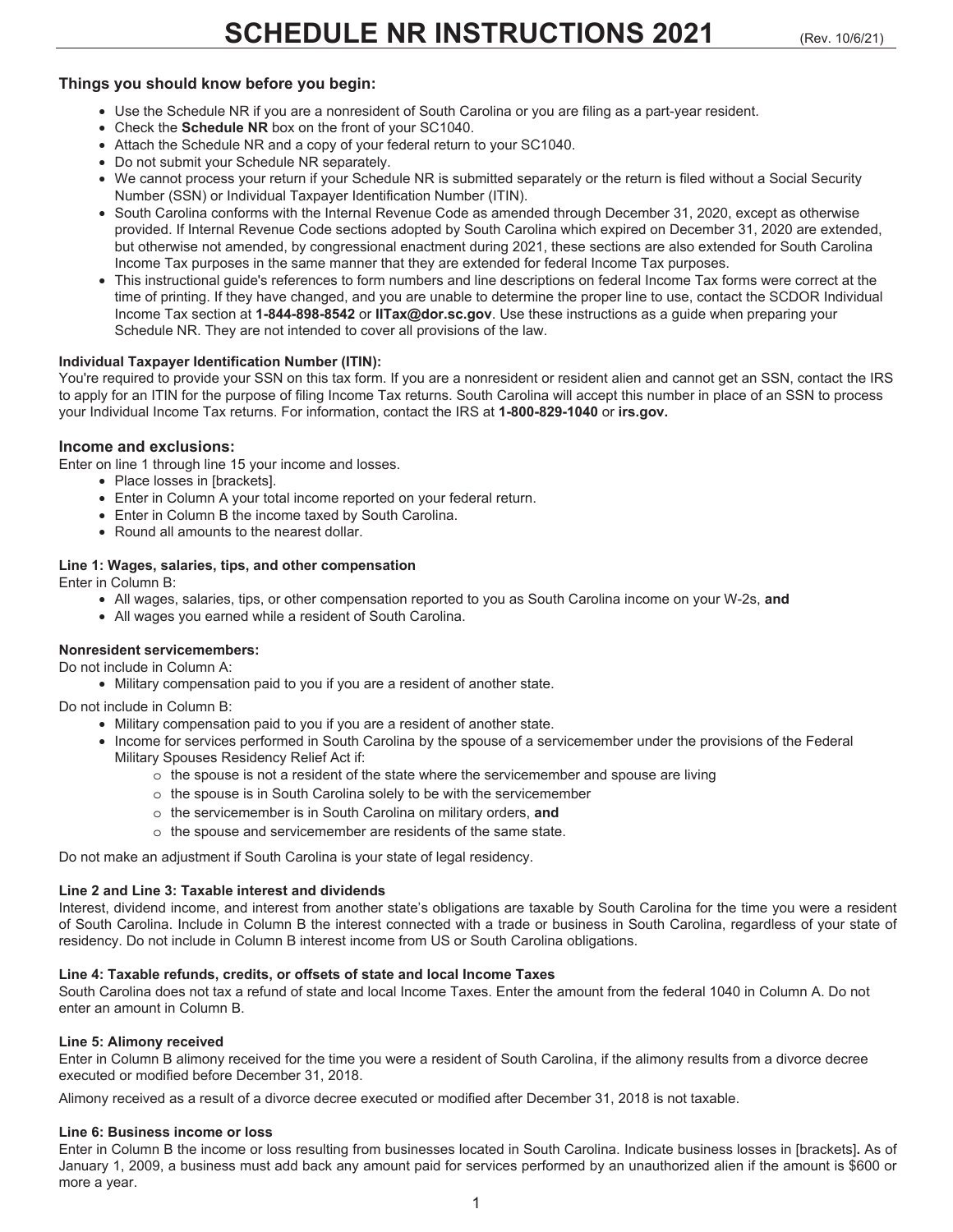# SCHEDULE NR INSTRUCTIONS 2021

(Rev. 10/6/21)

## Things you should know before you begin:

- Use the Schedule NR if you are a nonresident of South Carolina or you are filing as a part-year resident.
- Check the **Schedule NR** box on the front of your SC1040.
- Attach the Schedule NR and a copy of your federal return to your SC1040.
- Do not submit your Schedule NR separately.
- We cannot process your return if your Schedule NR is submitted separately or the return is filed without a Social Security Number (SSN) or Individual Taxpayer Identification Number (ITIN).
- South Carolina conforms with the Internal Revenue Code as amended through December 31, 2020, except as otherwise provided. If Internal Revenue Code sections adopted by South Carolina which expired on December 31, 2020 are extended, but otherwise not amended, by congressional enactment during 2021, these sections are also extended for South Carolina Income Tax purposes in the same manner that they are extended for federal Income Tax purposes.
- This instructional guide's references to form numbers and line descriptions on federal Income Tax forms were correct at the time of printing. If they have changed, and you are unable to determine the proper line to use, contact the SCDOR Individual Income Tax section at **1-844-898-8542** or **IITax@dor.sc.gov**. Use these instructions as a guide when preparing your Schedule NR. They are not intended to cover all provisions of the law.

#### Individual Taxpayer Identification Number (ITIN):

You're required to provide your SSN on this tax form. If you are a nonresident or resident alien and cannot get an SSN, contact the IRS to apply for an ITIN for the purpose of filing Income Tax returns. South Carolina will accept this number in place of an SSN to process your Individual Income Tax returns. For information, contact the IRS at **1-800-829-1040** or **irs.gov.**

## Income and exclusions:

Enter on line 1 through line 15 your income and losses.

- Place losses in [brackets].
- Enter in Column A your total income reported on your federal return.
- Enter in Column B the income taxed by South Carolina.
- Round all amounts to the nearest dollar.

#### Line 1: Wages, salaries, tips, and other compensation

Enter in Column B:

- All wages, salaries, tips, or other compensation reported to you as South Carolina income on your W-2s, **and**
- All wages you earned while a resident of South Carolina.

#### Nonresident servicemembers:

Do not include in Column A:

- Military compensation paid to you if you are a resident of another state.

Do not include in Column B:

- Military compensation paid to you if you are a resident of another state.
- Income for services performed in South Carolina by the spouse of a servicemember under the provisions of the Federal Military Spouses Residency Relief Act if:
  - the spouse is not a resident of the state where the servicemember and spouse are living
  - the spouse is in South Carolina solely to be with the servicemember
  - the servicemember is in South Carolina on military orders, **and**
  - the spouse and servicemember are residents of the same state.

Do not make an adjustment if South Carolina is your state of legal residency.

#### Line 2 and Line 3: Taxable interest and dividends

Interest, dividend income, and interest from another state's obligations are taxable by South Carolina for the time you were a resident of South Carolina. Include in Column B the interest connected with a trade or business in South Carolina, regardless of your state of residency. Do not include in Column B interest income from US or South Carolina obligations.

#### Line 4: Taxable refunds, credits, or offsets of state and local Income Taxes

South Carolina does not tax a refund of state and local Income Taxes. Enter the amount from the federal 1040 in Column A. Do not enter an amount in Column B.

#### Line 5: Alimony received

Enter in Column B alimony received for the time you were a resident of South Carolina, if the alimony results from a divorce decree executed or modified before December 31, 2018.

Alimony received as a result of a divorce decree executed or modified after December 31, 2018 is not taxable.

#### Line 6: Business income or loss

Enter in Column B the income or loss resulting from businesses located in South Carolina. Indicate business losses in [brackets]**.** As of January 1, 2009, a business must add back any amount paid for services performed by an unauthorized alien if the amount is $600 or more a year.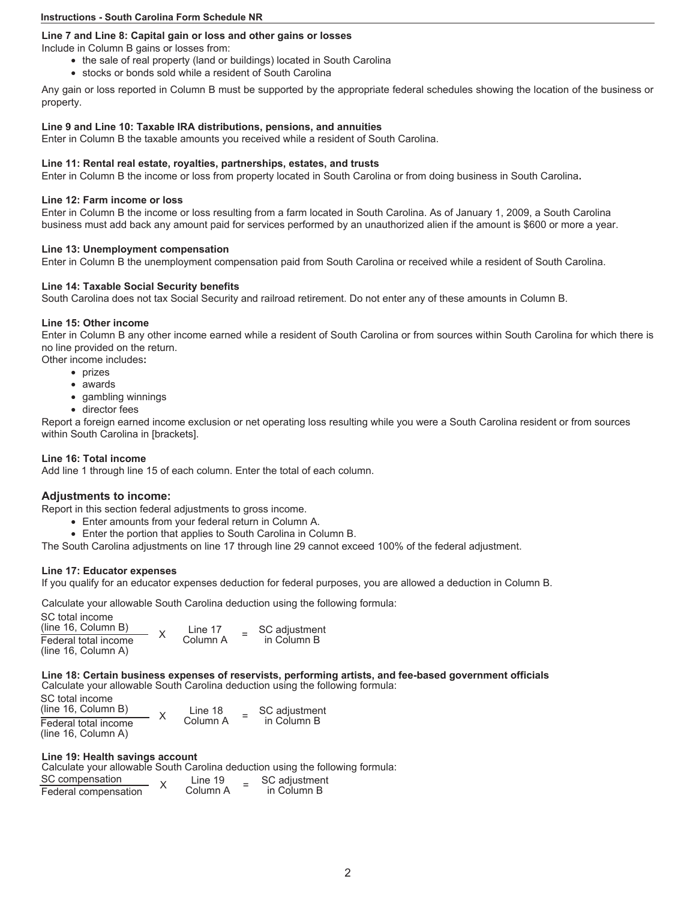**Line 7 and Line 8: Capital gain or loss and other gains or losses**

Include in Column B gains or losses from:

- the sale of real property (land or buildings) located in South Carolina
- stocks or bonds sold while a resident of South Carolina

Any gain or loss reported in Column B must be supported by the appropriate federal schedules showing the location of the business or property.

**Line 9 and Line 10: Taxable IRA distributions, pensions, and annuities**

Enter in Column B the taxable amounts you received while a resident of South Carolina.

**Line 11: Rental real estate, royalties, partnerships, estates, and trusts**

Enter in Column B the income or loss from property located in South Carolina or from doing business in South Carolina**.**

**Line 12: Farm income or loss**

Enter in Column B the income or loss resulting from a farm located in South Carolina. As of January 1, 2009, a South Carolina business must add back any amount paid for services performed by an unauthorized alien if the amount is $600 or more a year.

**Line 13: Unemployment compensation**

Enter in Column B the unemployment compensation paid from South Carolina or received while a resident of South Carolina.

**Line 14: Taxable Social Security benefits**

South Carolina does not tax Social Security and railroad retirement. Do not enter any of these amounts in Column B.

**Line 15: Other income**

Enter in Column B any other income earned while a resident of South Carolina or from sources within South Carolina for which there is no line provided on the return.

Other income includes**:**

- prizes
- awards
- gambling winnings
- director fees

Report a foreign earned income exclusion or net operating loss resulting while you were a South Carolina resident or from sources within South Carolina in [brackets].

**Line 16: Total income**

Add line 1 through line 15 of each column. Enter the total of each column.

## Adjustments to income:

Report in this section federal adjustments to gross income.

- Enter amounts from your federal return in Column A.
- Enter the portion that applies to South Carolina in Column B.

The South Carolina adjustments on line 17 through line 29 cannot exceed 100% of the federal adjustment.

**Line 17: Educator expenses**

If you qualify for an educator expenses deduction for federal purposes, you are allowed a deduction in Column B.

Calculate your allowable South Carolina deduction using the following formula:

$$\frac{\text{SC total income (line 16, Column B)}}{\text{Federal total income (line 16, Column A)}} \times \text{Line 17 Column A} = \text{SC adjustment in Column B}$$

**Line 18: Certain business expenses of reservists, performing artists, and fee-based government officials**

Calculate your allowable South Carolina deduction using the following formula:

$$\frac{\text{SC total income (line 16, Column B)}}{\text{Federal total income (line 16, Column A)}} \times \text{Line 18 Column A} = \text{SC adjustment in Column B}$$

**Line 19: Health savings account**

Calculate your allowable South Carolina deduction using the following formula:

$$\frac{\text{SC compensation}}{\text{Federal compensation}} \times \text{Line 19 Column A} = \text{SC adjustment in Column B}$$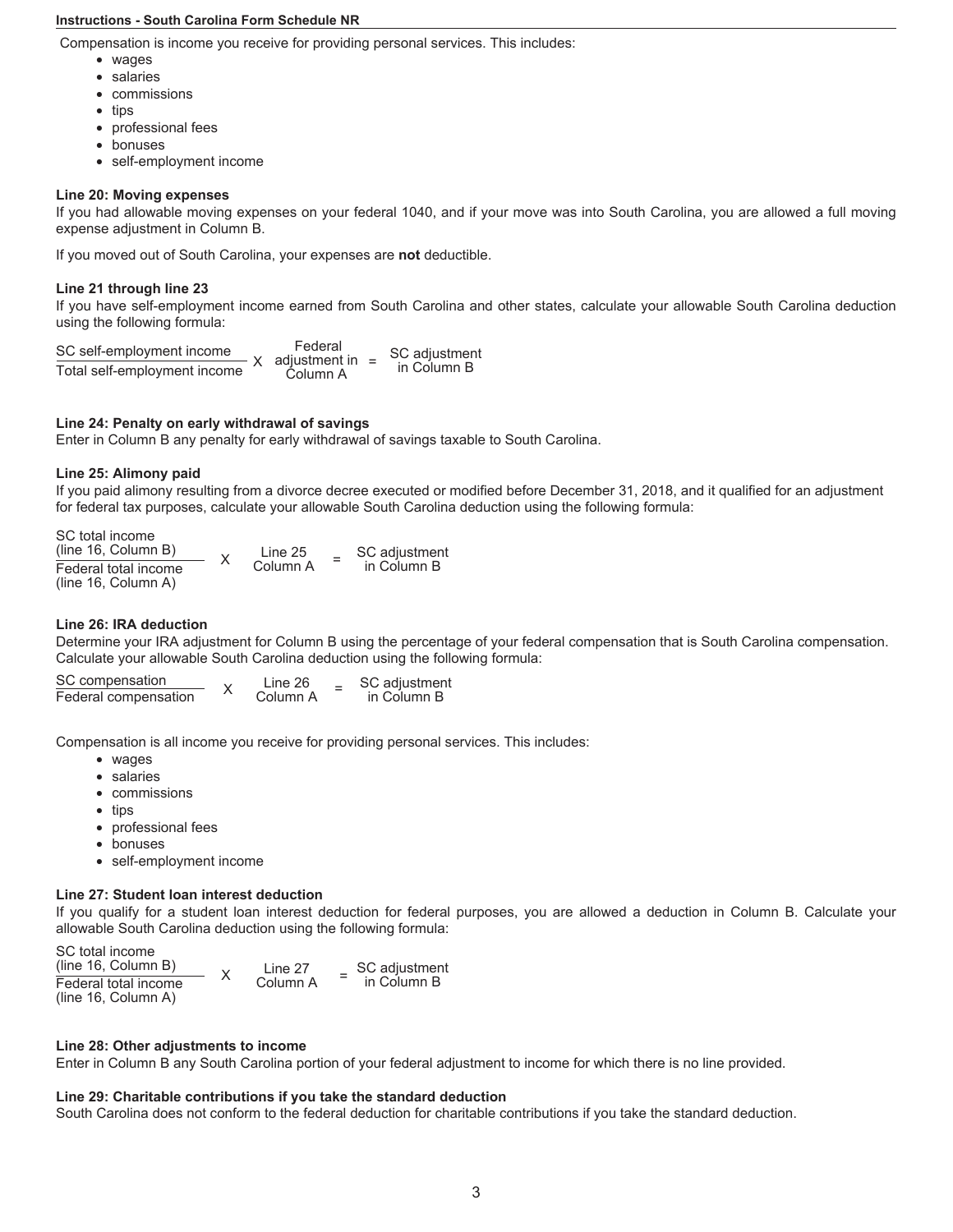Compensation is income you receive for providing personal services. This includes:

- wages
- salaries
- commissions
- tips
- professional fees
- bonuses
- self-employment income

**Line 20: Moving expenses**

If you had allowable moving expenses on your federal 1040, and if your move was into South Carolina, you are allowed a full moving expense adjustment in Column B.

If you moved out of South Carolina, your expenses are **not** deductible.

**Line 21 through line 23**

If you have self-employment income earned from South Carolina and other states, calculate your allowable South Carolina deduction using the following formula:

$$\frac{\text{SC self-employment income}}{\text{Total self-employment income}} \times \text{Federal adjustment in Column A} = \text{SC adjustment in Column B}$$

**Line 24: Penalty on early withdrawal of savings**

Enter in Column B any penalty for early withdrawal of savings taxable to South Carolina.

**Line 25: Alimony paid**

If you paid alimony resulting from a divorce decree executed or modified before December 31, 2018, and it qualified for an adjustment for federal tax purposes, calculate your allowable South Carolina deduction using the following formula:

$$\frac{\text{SC total income (line 16, Column B)}}{\text{Federal total income (line 16, Column A)}} \times \text{Line 25 Column A} = \text{SC adjustment in Column B}$$

**Line 26: IRA deduction**

Determine your IRA adjustment for Column B using the percentage of your federal compensation that is South Carolina compensation. Calculate your allowable South Carolina deduction using the following formula:

$$\frac{\text{SC compensation}}{\text{Federal compensation}} \times \text{Line 26 Column A} = \text{SC adjustment in Column B}$$

Compensation is all income you receive for providing personal services. This includes:

- wages
- salaries
- commissions
- tips
- professional fees
- bonuses
- self-employment income

**Line 27: Student loan interest deduction**

If you qualify for a student loan interest deduction for federal purposes, you are allowed a deduction in Column B. Calculate your allowable South Carolina deduction using the following formula:

$$\frac{\text{SC total income (line 16, Column B)}}{\text{Federal total income (line 16, Column A)}} \times \text{Line 27 Column A} = \text{SC adjustment in Column B}$$

**Line 28: Other adjustments to income**

Enter in Column B any South Carolina portion of your federal adjustment to income for which there is no line provided.

**Line 29: Charitable contributions if you take the standard deduction**

South Carolina does not conform to the federal deduction for charitable contributions if you take the standard deduction.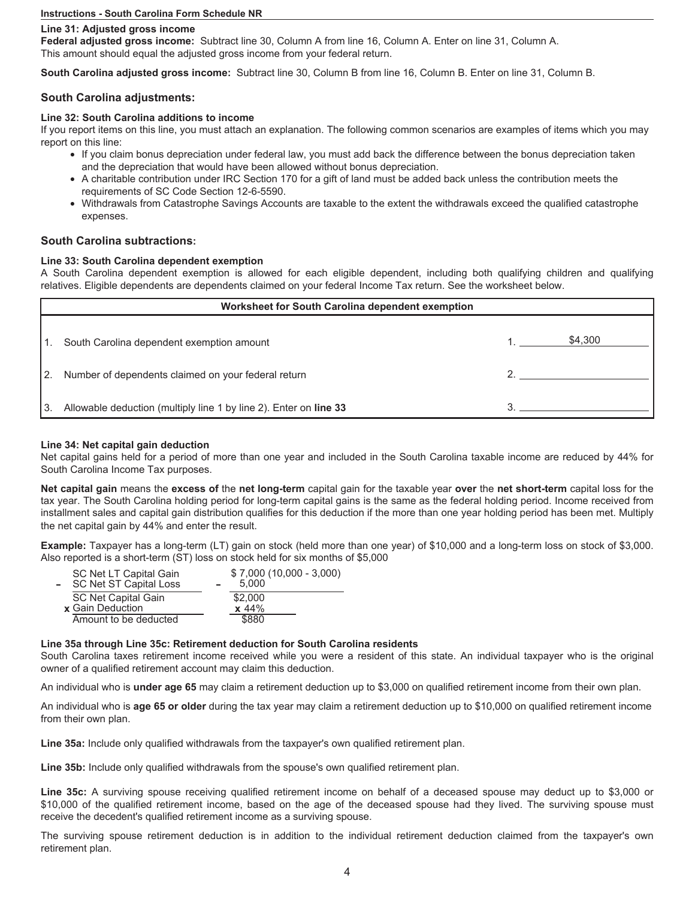Instructions - South Carolina Form Schedule NR

**Line 31: Adjusted gross income**

**Federal adjusted gross income:** Subtract line 30, Column A from line 16, Column A. Enter on line 31, Column A. This amount should equal the adjusted gross income from your federal return.

**South Carolina adjusted gross income:** Subtract line 30, Column B from line 16, Column B. Enter on line 31, Column B.

## South Carolina adjustments:

**Line 32: South Carolina additions to income**

If you report items on this line, you must attach an explanation. The following common scenarios are examples of items which you may report on this line:

- If you claim bonus depreciation under federal law, you must add back the difference between the bonus depreciation taken and the depreciation that would have been allowed without bonus depreciation.
- A charitable contribution under IRC Section 170 for a gift of land must be added back unless the contribution meets the requirements of SC Code Section 12-6-5590.
- Withdrawals from Catastrophe Savings Accounts are taxable to the extent the withdrawals exceed the qualified catastrophe expenses.

## South Carolina subtractions:

**Line 33: South Carolina dependent exemption**

A South Carolina dependent exemption is allowed for each eligible dependent, including both qualifying children and qualifying relatives. Eligible dependents are dependents claimed on your federal Income Tax return. See the worksheet below.

| Worksheet for South Carolina dependent exemption | | |
|---|---|---|
| 1. | South Carolina dependent exemption amount | 1. $4,300 |
| 2. | Number of dependents claimed on your federal return | 2. ______ |
| 3. | Allowable deduction (multiply line 1 by line 2). Enter on **line 33** | 3. ______ |

**Line 34: Net capital gain deduction**

Net capital gains held for a period of more than one year and included in the South Carolina taxable income are reduced by 44% for South Carolina Income Tax purposes.

**Net capital gain** means the **excess of** the **net long-term** capital gain for the taxable year **over** the **net short-term** capital loss for the tax year. The South Carolina holding period for long-term capital gains is the same as the federal holding period. Income received from installment sales and capital gain distribution qualifies for this deduction if the more than one year holding period has been met. Multiply the net capital gain by 44% and enter the result.

**Example:** Taxpayer has a long-term (LT) gain on stock (held more than one year) of $10,000 and a long-term loss on stock of $3,000. Also reported is a short-term (ST) loss on stock held for six months of $5,000

| | |
|---|---|
| SC Net LT Capital Gain | $ 7,000 (10,000 - 3,000) |
| – SC Net ST Capital Loss | – 5,000 |
| SC Net Capital Gain | $2,000 |
| **x** Gain Deduction | **x** 44% |
| Amount to be deducted | $880 |

**Line 35a through Line 35c: Retirement deduction for South Carolina residents**

South Carolina taxes retirement income received while you were a resident of this state. An individual taxpayer who is the original owner of a qualified retirement account may claim this deduction.

An individual who is **under age 65** may claim a retirement deduction up to $3,000 on qualified retirement income from their own plan.

An individual who is **age 65 or older** during the tax year may claim a retirement deduction up to $10,000 on qualified retirement income from their own plan.

**Line 35a:** Include only qualified withdrawals from the taxpayer's own qualified retirement plan.

**Line 35b:** Include only qualified withdrawals from the spouse's own qualified retirement plan.

**Line 35c:** A surviving spouse receiving qualified retirement income on behalf of a deceased spouse may deduct up to $3,000 or $10,000 of the qualified retirement income, based on the age of the deceased spouse had they lived. The surviving spouse must receive the decedent's qualified retirement income as a surviving spouse.

The surviving spouse retirement deduction is in addition to the individual retirement deduction claimed from the taxpayer's own retirement plan.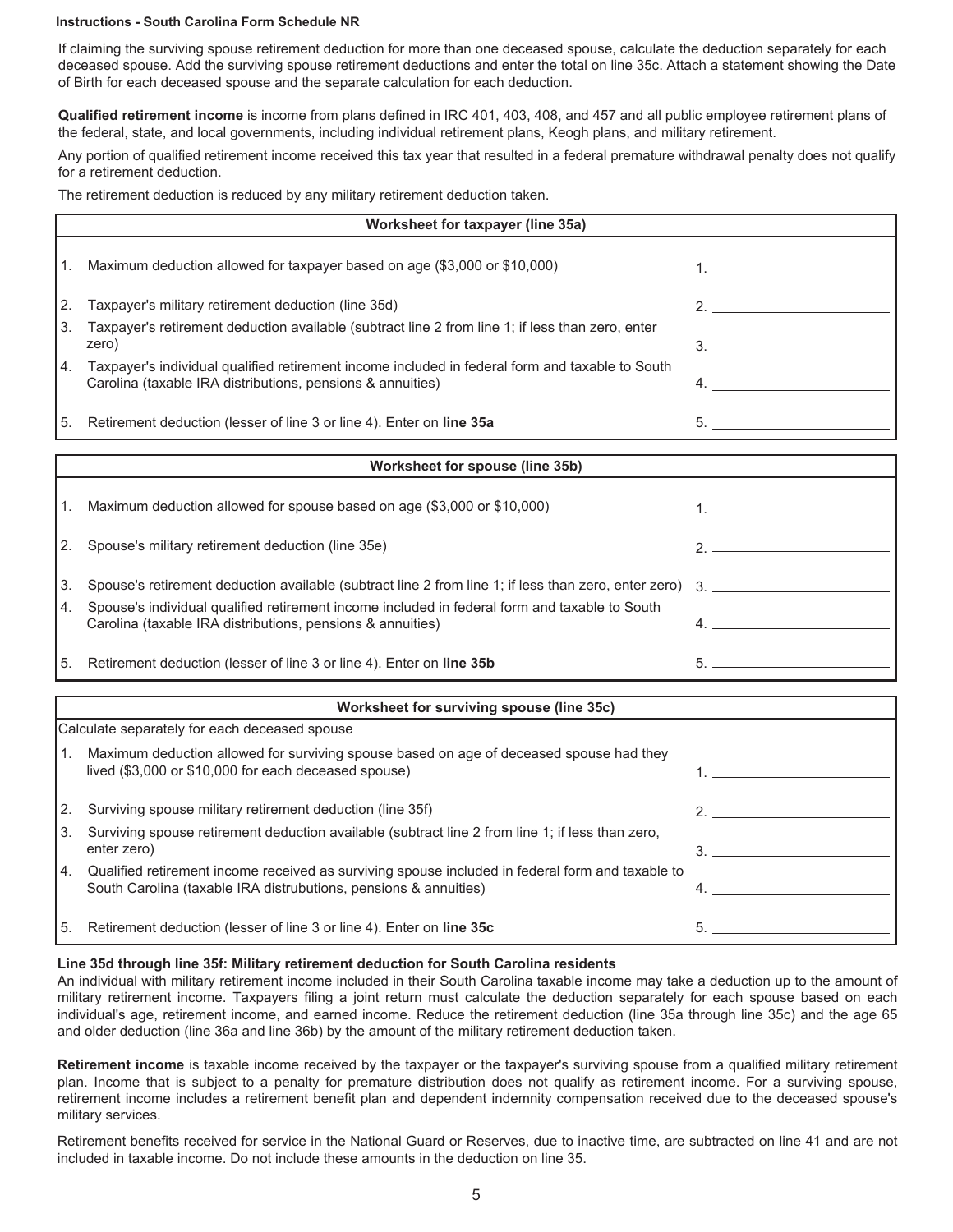If claiming the surviving spouse retirement deduction for more than one deceased spouse, calculate the deduction separately for each deceased spouse. Add the surviving spouse retirement deductions and enter the total on line 35c. Attach a statement showing the Date of Birth for each deceased spouse and the separate calculation for each deduction.

**Qualified retirement income** is income from plans defined in IRC 401, 403, 408, and 457 and all public employee retirement plans of the federal, state, and local governments, including individual retirement plans, Keogh plans, and military retirement.

Any portion of qualified retirement income received this tax year that resulted in a federal premature withdrawal penalty does not qualify for a retirement deduction.

The retirement deduction is reduced by any military retirement deduction taken.

| Worksheet for taxpayer (line 35a) | |
|---|---|
| 1. Maximum deduction allowed for taxpayer based on age ($3,000 or $10,000) | 1. ________ |
| 2. Taxpayer's military retirement deduction (line 35d) | 2. ________ |
| 3. Taxpayer's retirement deduction available (subtract line 2 from line 1; if less than zero, enter zero) | 3. ________ |
| 4. Taxpayer's individual qualified retirement income included in federal form and taxable to South Carolina (taxable IRA distributions, pensions & annuities) | 4. ________ |
| 5. Retirement deduction (lesser of line 3 or line 4). Enter on **line 35a** | 5. ________ |

| Worksheet for spouse (line 35b) | |
|---|---|
| 1. Maximum deduction allowed for spouse based on age ($3,000 or $10,000) | 1. ________ |
| 2. Spouse's military retirement deduction (line 35e) | 2. ________ |
| 3. Spouse's retirement deduction available (subtract line 2 from line 1; if less than zero, enter zero) | 3. ________ |
| 4. Spouse's individual qualified retirement income included in federal form and taxable to South Carolina (taxable IRA distributions, pensions & annuities) | 4. ________ |
| 5. Retirement deduction (lesser of line 3 or line 4). Enter on **line 35b** | 5. ________ |

| Worksheet for surviving spouse (line 35c) | |
|---|---|
| Calculate separately for each deceased spouse | |
| 1. Maximum deduction allowed for surviving spouse based on age of deceased spouse had they lived ($3,000 or $10,000 for each deceased spouse) | 1. ________ |
| 2. Surviving spouse military retirement deduction (line 35f) | 2. ________ |
| 3. Surviving spouse retirement deduction available (subtract line 2 from line 1; if less than zero, enter zero) | 3. ________ |
| 4. Qualified retirement income received as surviving spouse included in federal form and taxable to South Carolina (taxable IRA distrubutions, pensions & annuities) | 4. ________ |
| 5. Retirement deduction (lesser of line 3 or line 4). Enter on **line 35c** | 5. ________ |

**Line 35d through line 35f: Military retirement deduction for South Carolina residents**

An individual with military retirement income included in their South Carolina taxable income may take a deduction up to the amount of military retirement income. Taxpayers filing a joint return must calculate the deduction separately for each spouse based on each individual's age, retirement income, and earned income. Reduce the retirement deduction (line 35a through line 35c) and the age 65 and older deduction (line 36a and line 36b) by the amount of the military retirement deduction taken.

**Retirement income** is taxable income received by the taxpayer or the taxpayer's surviving spouse from a qualified military retirement plan. Income that is subject to a penalty for premature distribution does not qualify as retirement income. For a surviving spouse, retirement income includes a retirement benefit plan and dependent indemnity compensation received due to the deceased spouse's military services.

Retirement benefits received for service in the National Guard or Reserves, due to inactive time, are subtracted on line 41 and are not included in taxable income. Do not include these amounts in the deduction on line 35.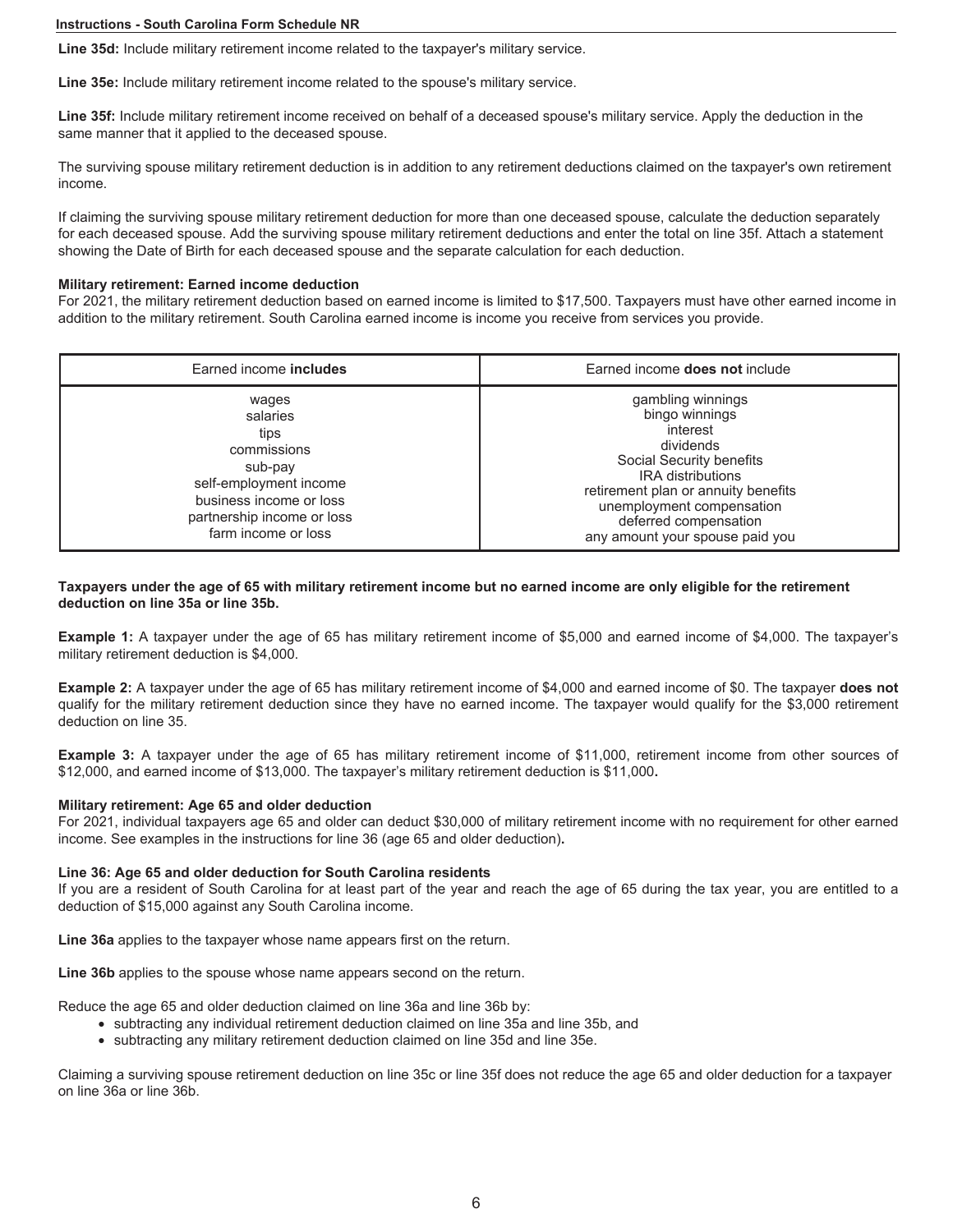**Line 35d:** Include military retirement income related to the taxpayer's military service.

**Line 35e:** Include military retirement income related to the spouse's military service.

**Line 35f:** Include military retirement income received on behalf of a deceased spouse's military service. Apply the deduction in the same manner that it applied to the deceased spouse.

The surviving spouse military retirement deduction is in addition to any retirement deductions claimed on the taxpayer's own retirement income.

If claiming the surviving spouse military retirement deduction for more than one deceased spouse, calculate the deduction separately for each deceased spouse. Add the surviving spouse military retirement deductions and enter the total on line 35f. Attach a statement showing the Date of Birth for each deceased spouse and the separate calculation for each deduction.

**Military retirement: Earned income deduction**

For 2021, the military retirement deduction based on earned income is limited to $17,500. Taxpayers must have other earned income in addition to the military retirement. South Carolina earned income is income you receive from services you provide.

| Earned income **includes** | Earned income **does not** include |
| --- | --- |
| wages<br>salaries<br>tips<br>commissions<br>sub-pay<br>self-employment income<br>business income or loss<br>partnership income or loss<br>farm income or loss | gambling winnings<br>bingo winnings<br>interest<br>dividends<br>Social Security benefits<br>IRA distributions<br>retirement plan or annuity benefits<br>unemployment compensation<br>deferred compensation<br>any amount your spouse paid you |

**Taxpayers under the age of 65 with military retirement income but no earned income are only eligible for the retirement deduction on line 35a or line 35b.**

**Example 1:** A taxpayer under the age of 65 has military retirement income of $5,000 and earned income of $4,000. The taxpayer's military retirement deduction is $4,000.

**Example 2:** A taxpayer under the age of 65 has military retirement income of $4,000 and earned income of $0. The taxpayer **does not** qualify for the military retirement deduction since they have no earned income. The taxpayer would qualify for the $3,000 retirement deduction on line 35.

**Example 3:** A taxpayer under the age of 65 has military retirement income of $11,000, retirement income from other sources of $12,000, and earned income of $13,000. The taxpayer's military retirement deduction is $11,000**.**

**Military retirement: Age 65 and older deduction**

For 2021, individual taxpayers age 65 and older can deduct $30,000 of military retirement income with no requirement for other earned income. See examples in the instructions for line 36 (age 65 and older deduction)**.**

**Line 36: Age 65 and older deduction for South Carolina residents**

If you are a resident of South Carolina for at least part of the year and reach the age of 65 during the tax year, you are entitled to a deduction of $15,000 against any South Carolina income.

**Line 36a** applies to the taxpayer whose name appears first on the return.

**Line 36b** applies to the spouse whose name appears second on the return.

Reduce the age 65 and older deduction claimed on line 36a and line 36b by:

- subtracting any individual retirement deduction claimed on line 35a and line 35b, and
- subtracting any military retirement deduction claimed on line 35d and line 35e.

Claiming a surviving spouse retirement deduction on line 35c or line 35f does not reduce the age 65 and older deduction for a taxpayer on line 36a or line 36b.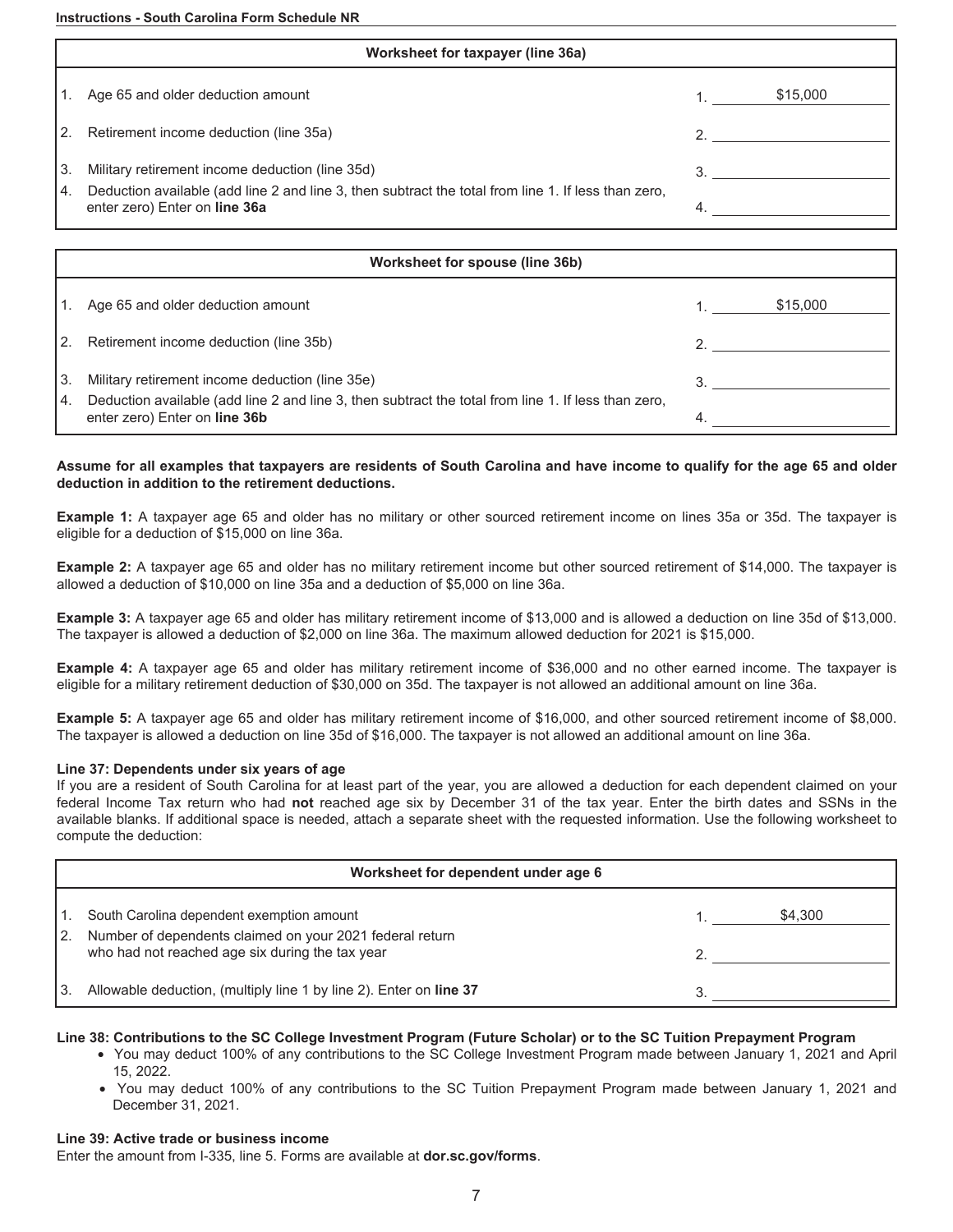| Worksheet for taxpayer (line 36a) | |
|---|---|
| 1. Age 65 and older deduction amount | 1. $15,000 |
| 2. Retirement income deduction (line 35a) | 2. |
| 3. Military retirement income deduction (line 35d) | 3. |
| 4. Deduction available (add line 2 and line 3, then subtract the total from line 1. If less than zero, enter zero) Enter on **line 36a** | 4. |

| Worksheet for spouse (line 36b) | |
|---|---|
| 1. Age 65 and older deduction amount | 1. $15,000 |
| 2. Retirement income deduction (line 35b) | 2. |
| 3. Military retirement income deduction (line 35e) | 3. |
| 4. Deduction available (add line 2 and line 3, then subtract the total from line 1. If less than zero, enter zero) Enter on **line 36b** | 4. |

**Assume for all examples that taxpayers are residents of South Carolina and have income to qualify for the age 65 and older deduction in addition to the retirement deductions.**

**Example 1:** A taxpayer age 65 and older has no military or other sourced retirement income on lines 35a or 35d. The taxpayer is eligible for a deduction of $15,000 on line 36a.

**Example 2:** A taxpayer age 65 and older has no military retirement income but other sourced retirement of $14,000. The taxpayer is allowed a deduction of $10,000 on line 35a and a deduction of $5,000 on line 36a.

**Example 3:** A taxpayer age 65 and older has military retirement income of $13,000 and is allowed a deduction on line 35d of $13,000. The taxpayer is allowed a deduction of $2,000 on line 36a. The maximum allowed deduction for 2021 is $15,000.

**Example 4:** A taxpayer age 65 and older has military retirement income of $36,000 and no other earned income. The taxpayer is eligible for a military retirement deduction of $30,000 on 35d. The taxpayer is not allowed an additional amount on line 36a.

**Example 5:** A taxpayer age 65 and older has military retirement income of $16,000, and other sourced retirement income of $8,000. The taxpayer is allowed a deduction on line 35d of $16,000. The taxpayer is not allowed an additional amount on line 36a.

**Line 37: Dependents under six years of age**

If you are a resident of South Carolina for at least part of the year, you are allowed a deduction for each dependent claimed on your federal Income Tax return who had **not** reached age six by December 31 of the tax year. Enter the birth dates and SSNs in the available blanks. If additional space is needed, attach a separate sheet with the requested information. Use the following worksheet to compute the deduction:

| Worksheet for dependent under age 6 | |
|---|---|
| 1. South Carolina dependent exemption amount | 1. $4,300 |
| 2. Number of dependents claimed on your 2021 federal return who had not reached age six during the tax year | 2. |
| 3. Allowable deduction, (multiply line 1 by line 2). Enter on **line 37** | 3. |

**Line 38: Contributions to the SC College Investment Program (Future Scholar) or to the SC Tuition Prepayment Program**

- You may deduct 100% of any contributions to the SC College Investment Program made between January 1, 2021 and April 15, 2022.
- You may deduct 100% of any contributions to the SC Tuition Prepayment Program made between January 1, 2021 and December 31, 2021.

**Line 39: Active trade or business income**

Enter the amount from I-335, line 5. Forms are available at **dor.sc.gov/forms**.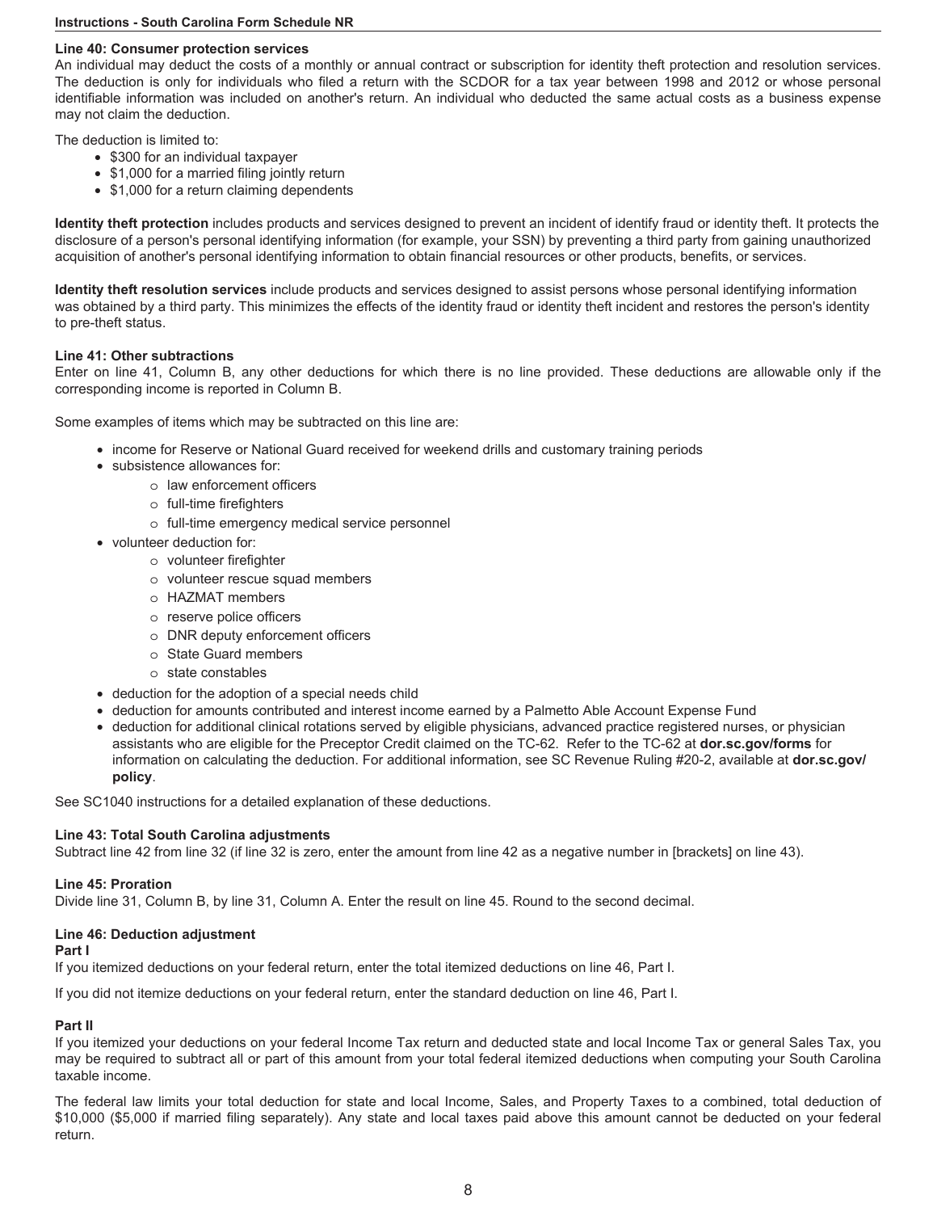### Line 40: Consumer protection services

An individual may deduct the costs of a monthly or annual contract or subscription for identity theft protection and resolution services. The deduction is only for individuals who filed a return with the SCDOR for a tax year between 1998 and 2012 or whose personal identifiable information was included on another's return. An individual who deducted the same actual costs as a business expense may not claim the deduction.

The deduction is limited to:

- $300 for an individual taxpayer
- $1,000 for a married filing jointly return
- $1,000 for a return claiming dependents

**Identity theft protection** includes products and services designed to prevent an incident of identify fraud or identity theft. It protects the disclosure of a person's personal identifying information (for example, your SSN) by preventing a third party from gaining unauthorized acquisition of another's personal identifying information to obtain financial resources or other products, benefits, or services.

**Identity theft resolution services** include products and services designed to assist persons whose personal identifying information was obtained by a third party. This minimizes the effects of the identity fraud or identity theft incident and restores the person's identity to pre-theft status.

### Line 41: Other subtractions

Enter on line 41, Column B, any other deductions for which there is no line provided. These deductions are allowable only if the corresponding income is reported in Column B.

Some examples of items which may be subtracted on this line are:

- income for Reserve or National Guard received for weekend drills and customary training periods
- subsistence allowances for:
  - law enforcement officers
  - full-time firefighters
  - full-time emergency medical service personnel
- volunteer deduction for:
  - volunteer firefighter
  - volunteer rescue squad members
  - HAZMAT members
  - reserve police officers
  - DNR deputy enforcement officers
  - State Guard members
  - state constables
- deduction for the adoption of a special needs child
- deduction for amounts contributed and interest income earned by a Palmetto Able Account Expense Fund
- deduction for additional clinical rotations served by eligible physicians, advanced practice registered nurses, or physician assistants who are eligible for the Preceptor Credit claimed on the TC-62. Refer to the TC-62 at **dor.sc.gov/forms** for information on calculating the deduction. For additional information, see SC Revenue Ruling #20-2, available at **dor.sc.gov/policy**.

See SC1040 instructions for a detailed explanation of these deductions.

### Line 43: Total South Carolina adjustments

Subtract line 42 from line 32 (if line 32 is zero, enter the amount from line 42 as a negative number in [brackets] on line 43).

### Line 45: Proration

Divide line 31, Column B, by line 31, Column A. Enter the result on line 45. Round to the second decimal.

### Line 46: Deduction adjustment

**Part I**

If you itemized deductions on your federal return, enter the total itemized deductions on line 46, Part I.

If you did not itemize deductions on your federal return, enter the standard deduction on line 46, Part I.

**Part II**

If you itemized your deductions on your federal Income Tax return and deducted state and local Income Tax or general Sales Tax, you may be required to subtract all or part of this amount from your total federal itemized deductions when computing your South Carolina taxable income.

The federal law limits your total deduction for state and local Income, Sales, and Property Taxes to a combined, total deduction of $10,000 ($5,000 if married filing separately). Any state and local taxes paid above this amount cannot be deducted on your federal return.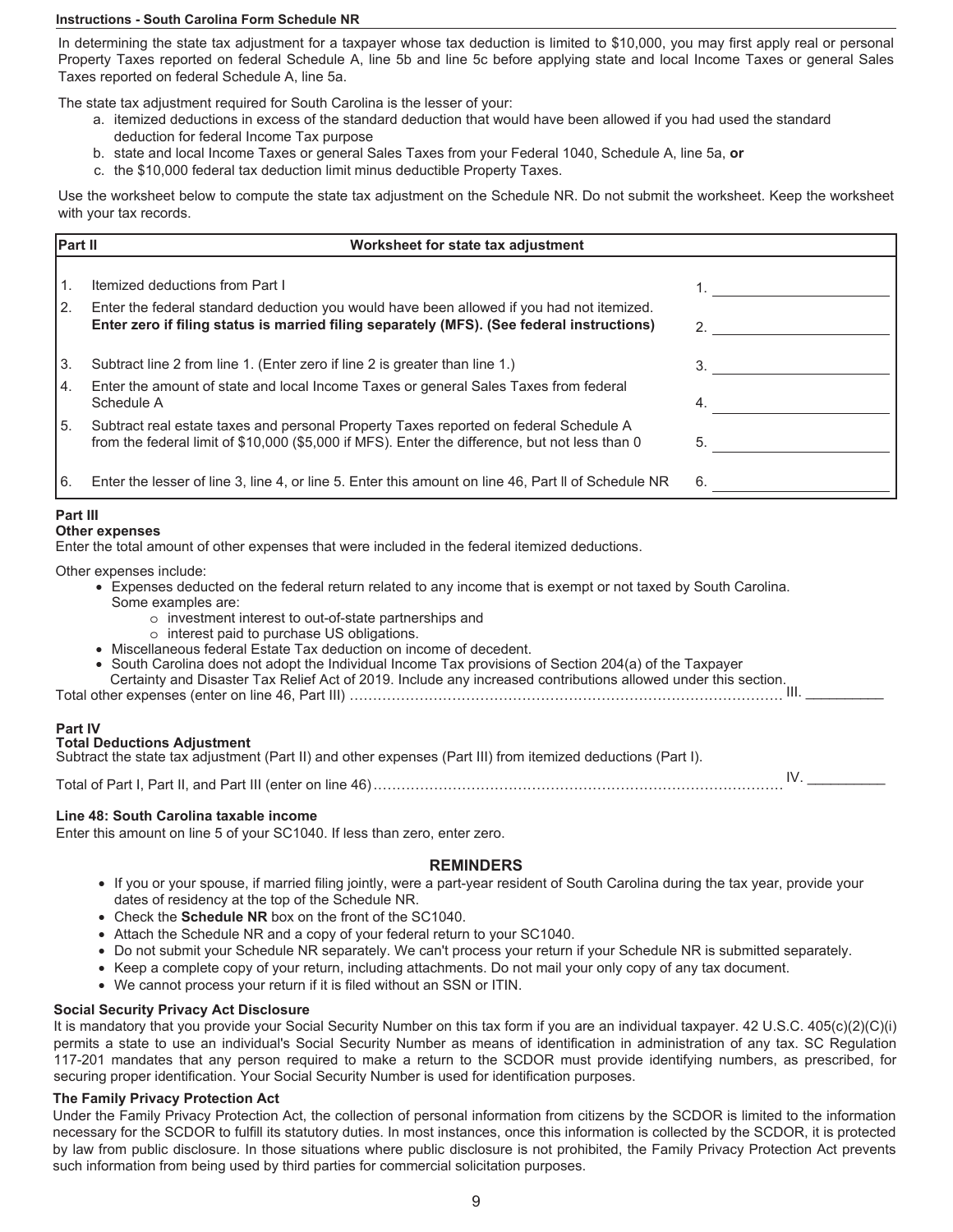**Instructions - South Carolina Form Schedule NR**

In determining the state tax adjustment for a taxpayer whose tax deduction is limited to $10,000, you may first apply real or personal Property Taxes reported on federal Schedule A, line 5b and line 5c before applying state and local Income Taxes or general Sales Taxes reported on federal Schedule A, line 5a.

The state tax adjustment required for South Carolina is the lesser of your:

a. itemized deductions in excess of the standard deduction that would have been allowed if you had used the standard deduction for federal Income Tax purpose
b. state and local Income Taxes or general Sales Taxes from your Federal 1040, Schedule A, line 5a, **or**
c. the $10,000 federal tax deduction limit minus deductible Property Taxes.

Use the worksheet below to compute the state tax adjustment on the Schedule NR. Do not submit the worksheet. Keep the worksheet with your tax records.

| Part II | Worksheet for state tax adjustment | |
|---|---|---|
| 1. | Itemized deductions from Part I | 1. ________ |
| 2. | Enter the federal standard deduction you would have been allowed if you had not itemized. **Enter zero if filing status is married filing separately (MFS). (See federal instructions)** | 2. ________ |
| 3. | Subtract line 2 from line 1. (Enter zero if line 2 is greater than line 1.) | 3. ________ |
| 4. | Enter the amount of state and local Income Taxes or general Sales Taxes from federal Schedule A | 4. ________ |
| 5. | Subtract real estate taxes and personal Property Taxes reported on federal Schedule A from the federal limit of $10,000 ($5,000 if MFS). Enter the difference, but not less than 0 | 5. ________ |
| 6. | Enter the lesser of line 3, line 4, or line 5. Enter this amount on line 46, Part ll of Schedule NR | 6. ________ |

**Part III**
**Other expenses**
Enter the total amount of other expenses that were included in the federal itemized deductions.

Other expenses include:

- Expenses deducted on the federal return related to any income that is exempt or not taxed by South Carolina. Some examples are:
  - investment interest to out-of-state partnerships and
  - interest paid to purchase US obligations.
- Miscellaneous federal Estate Tax deduction on income of decedent.
- South Carolina does not adopt the Individual Income Tax provisions of Section 204(a) of the Taxpayer Certainty and Disaster Tax Relief Act of 2019. Include any increased contributions allowed under this section.

Total other expenses (enter on line 46, Part III) ........................................ III. __________

**Part IV**
**Total Deductions Adjustment**
Subtract the state tax adjustment (Part II) and other expenses (Part III) from itemized deductions (Part I).

Total of Part I, Part II, and Part III (enter on line 46)........................................ IV. __________

**Line 48: South Carolina taxable income**
Enter this amount on line 5 of your SC1040. If less than zero, enter zero.

## REMINDERS

- If you or your spouse, if married filing jointly, were a part-year resident of South Carolina during the tax year, provide your dates of residency at the top of the Schedule NR.
- Check the **Schedule NR** box on the front of the SC1040.
- Attach the Schedule NR and a copy of your federal return to your SC1040.
- Do not submit your Schedule NR separately. We can't process your return if your Schedule NR is submitted separately.
- Keep a complete copy of your return, including attachments. Do not mail your only copy of any tax document.
- We cannot process your return if it is filed without an SSN or ITIN.

**Social Security Privacy Act Disclosure**
It is mandatory that you provide your Social Security Number on this tax form if you are an individual taxpayer. 42 U.S.C. 405(c)(2)(C)(i) permits a state to use an individual's Social Security Number as means of identification in administration of any tax. SC Regulation 117-201 mandates that any person required to make a return to the SCDOR must provide identifying numbers, as prescribed, for securing proper identification. Your Social Security Number is used for identification purposes.

**The Family Privacy Protection Act**
Under the Family Privacy Protection Act, the collection of personal information from citizens by the SCDOR is limited to the information necessary for the SCDOR to fulfill its statutory duties. In most instances, once this information is collected by the SCDOR, it is protected by law from public disclosure. In those situations where public disclosure is not prohibited, the Family Privacy Protection Act prevents such information from being used by third parties for commercial solicitation purposes.